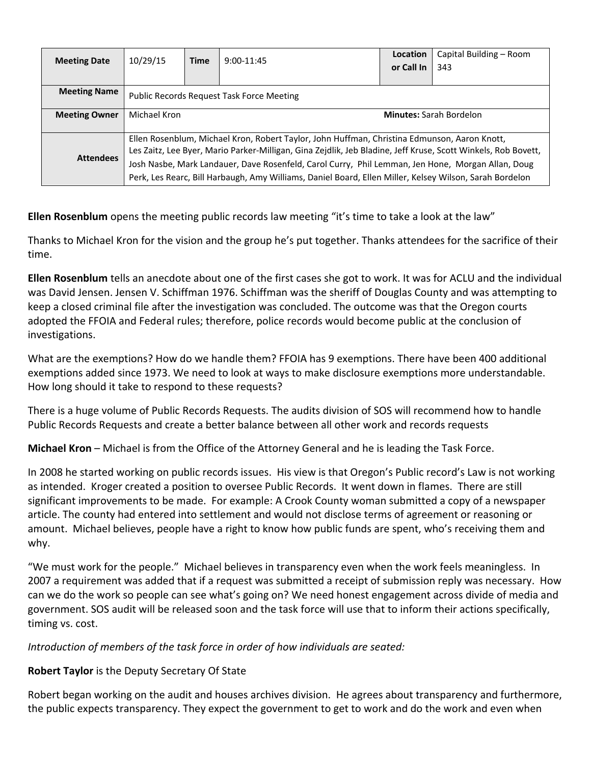| **Meeting Date** | 10/29/15 | **Time** | 9:00-11:45 | **Location or Call In** | Capital Building – Room 343 |
|---|---|---|---|---|---|
| **Meeting Name** | Public Records Request Task Force Meeting | | | | |
| **Meeting Owner** | Michael Kron | | | **Minutes:** Sarah Bordelon | |
| **Attendees** | Ellen Rosenblum, Michael Kron, Robert Taylor, John Huffman, Christina Edmunson, Aaron Knott, Les Zaitz, Lee Byer, Mario Parker-Milligan, Gina Zejdlik, Jeb Bladine, Jeff Kruse, Scott Winkels, Rob Bovett, Josh Nasbe, Mark Landauer, Dave Rosenfeld, Carol Curry, Phil Lemman, Jen Hone, Morgan Allan, Doug Perk, Les Rearc, Bill Harbaugh, Amy Williams, Daniel Board, Ellen Miller, Kelsey Wilson, Sarah Bordelon | | | | |

**Ellen Rosenblum** opens the meeting public records law meeting "it's time to take a look at the law"

Thanks to Michael Kron for the vision and the group he's put together. Thanks attendees for the sacrifice of their time.

**Ellen Rosenblum** tells an anecdote about one of the first cases she got to work. It was for ACLU and the individual was David Jensen. Jensen V. Schiffman 1976. Schiffman was the sheriff of Douglas County and was attempting to keep a closed criminal file after the investigation was concluded. The outcome was that the Oregon courts adopted the FFOIA and Federal rules; therefore, police records would become public at the conclusion of investigations.

What are the exemptions? How do we handle them? FFOIA has 9 exemptions. There have been 400 additional exemptions added since 1973. We need to look at ways to make disclosure exemptions more understandable. How long should it take to respond to these requests?

There is a huge volume of Public Records Requests. The audits division of SOS will recommend how to handle Public Records Requests and create a better balance between all other work and records requests

**Michael Kron** – Michael is from the Office of the Attorney General and he is leading the Task Force.

In 2008 he started working on public records issues. His view is that Oregon's Public record's Law is not working as intended. Kroger created a position to oversee Public Records. It went down in flames. There are still significant improvements to be made. For example: A Crook County woman submitted a copy of a newspaper article. The county had entered into settlement and would not disclose terms of agreement or reasoning or amount. Michael believes, people have a right to know how public funds are spent, who's receiving them and why.

"We must work for the people." Michael believes in transparency even when the work feels meaningless. In 2007 a requirement was added that if a request was submitted a receipt of submission reply was necessary. How can we do the work so people can see what's going on? We need honest engagement across divide of media and government. SOS audit will be released soon and the task force will use that to inform their actions specifically, timing vs. cost.

*Introduction of members of the task force in order of how individuals are seated:*

**Robert Taylor** is the Deputy Secretary Of State

Robert began working on the audit and houses archives division. He agrees about transparency and furthermore, the public expects transparency. They expect the government to get to work and do the work and even when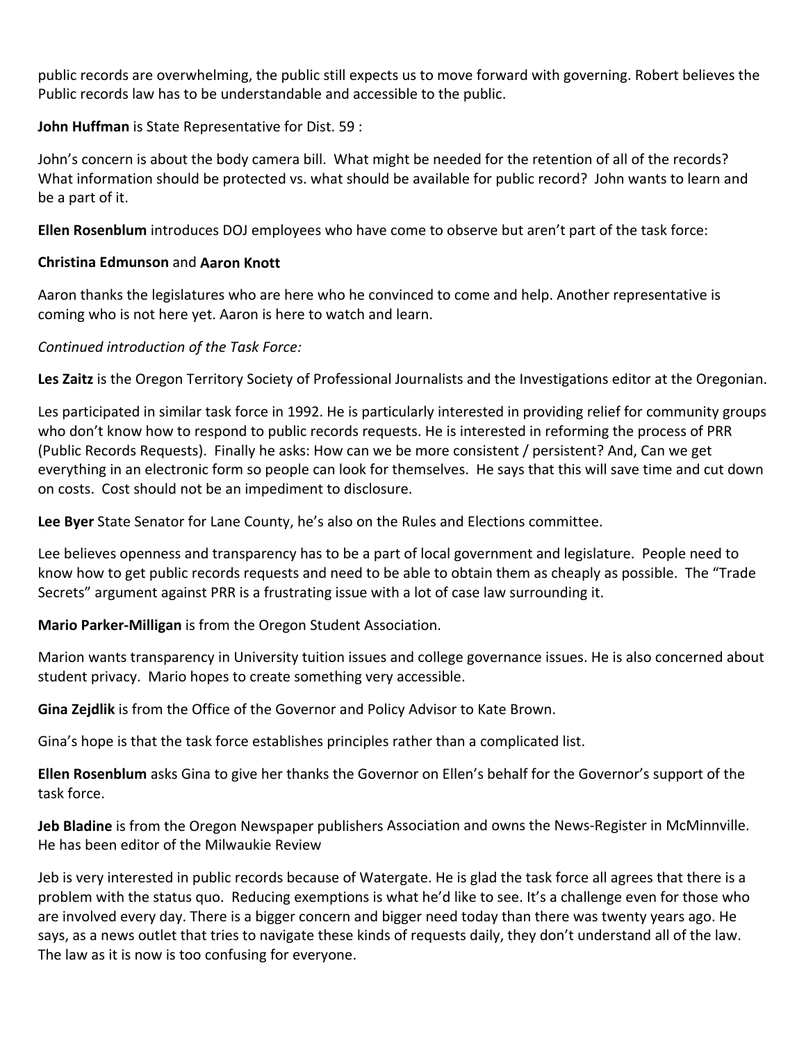public records are overwhelming, the public still expects us to move forward with governing. Robert believes the Public records law has to be understandable and accessible to the public.

**John Huffman** is State Representative for Dist. 59 :

John's concern is about the body camera bill. What might be needed for the retention of all of the records? What information should be protected vs. what should be available for public record? John wants to learn and be a part of it.

**Ellen Rosenblum** introduces DOJ employees who have come to observe but aren't part of the task force:

**Christina Edmunson** and **Aaron Knott**

Aaron thanks the legislatures who are here who he convinced to come and help. Another representative is coming who is not here yet. Aaron is here to watch and learn.

*Continued introduction of the Task Force:*

**Les Zaitz** is the Oregon Territory Society of Professional Journalists and the Investigations editor at the Oregonian.

Les participated in similar task force in 1992. He is particularly interested in providing relief for community groups who don't know how to respond to public records requests. He is interested in reforming the process of PRR (Public Records Requests). Finally he asks: How can we be more consistent / persistent? And, Can we get everything in an electronic form so people can look for themselves. He says that this will save time and cut down on costs. Cost should not be an impediment to disclosure.

**Lee Byer** State Senator for Lane County, he's also on the Rules and Elections committee.

Lee believes openness and transparency has to be a part of local government and legislature. People need to know how to get public records requests and need to be able to obtain them as cheaply as possible. The "Trade Secrets" argument against PRR is a frustrating issue with a lot of case law surrounding it.

**Mario Parker-Milligan** is from the Oregon Student Association.

Marion wants transparency in University tuition issues and college governance issues. He is also concerned about student privacy. Mario hopes to create something very accessible.

**Gina Zejdlik** is from the Office of the Governor and Policy Advisor to Kate Brown.

Gina's hope is that the task force establishes principles rather than a complicated list.

**Ellen Rosenblum** asks Gina to give her thanks the Governor on Ellen's behalf for the Governor's support of the task force.

**Jeb Bladine** is from the Oregon Newspaper publishers Association and owns the News-Register in McMinnville. He has been editor of the Milwaukie Review

Jeb is very interested in public records because of Watergate. He is glad the task force all agrees that there is a problem with the status quo. Reducing exemptions is what he'd like to see. It's a challenge even for those who are involved every day. There is a bigger concern and bigger need today than there was twenty years ago. He says, as a news outlet that tries to navigate these kinds of requests daily, they don't understand all of the law. The law as it is now is too confusing for everyone.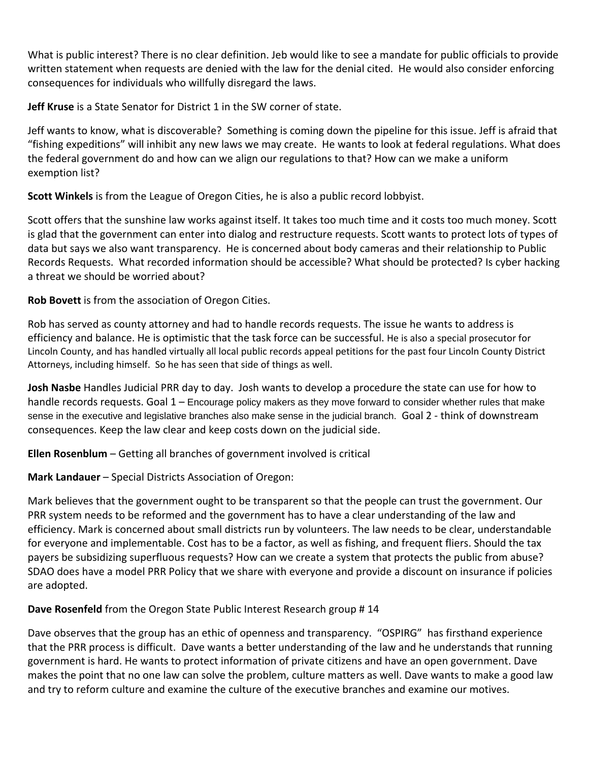What is public interest? There is no clear definition. Jeb would like to see a mandate for public officials to provide written statement when requests are denied with the law for the denial cited. He would also consider enforcing consequences for individuals who willfully disregard the laws.

**Jeff Kruse** is a State Senator for District 1 in the SW corner of state.

Jeff wants to know, what is discoverable? Something is coming down the pipeline for this issue. Jeff is afraid that "fishing expeditions" will inhibit any new laws we may create. He wants to look at federal regulations. What does the federal government do and how can we align our regulations to that? How can we make a uniform exemption list?

**Scott Winkels** is from the League of Oregon Cities, he is also a public record lobbyist.

Scott offers that the sunshine law works against itself. It takes too much time and it costs too much money. Scott is glad that the government can enter into dialog and restructure requests. Scott wants to protect lots of types of data but says we also want transparency. He is concerned about body cameras and their relationship to Public Records Requests. What recorded information should be accessible? What should be protected? Is cyber hacking a threat we should be worried about?

**Rob Bovett** is from the association of Oregon Cities.

Rob has served as county attorney and had to handle records requests. The issue he wants to address is efficiency and balance. He is optimistic that the task force can be successful. He is also a special prosecutor for Lincoln County, and has handled virtually all local public records appeal petitions for the past four Lincoln County District Attorneys, including himself. So he has seen that side of things as well.

**Josh Nasbe** Handles Judicial PRR day to day. Josh wants to develop a procedure the state can use for how to handle records requests. Goal 1 – Encourage policy makers as they move forward to consider whether rules that make sense in the executive and legislative branches also make sense in the judicial branch. Goal 2 - think of downstream consequences. Keep the law clear and keep costs down on the judicial side.

**Ellen Rosenblum** – Getting all branches of government involved is critical

**Mark Landauer** – Special Districts Association of Oregon:

Mark believes that the government ought to be transparent so that the people can trust the government. Our PRR system needs to be reformed and the government has to have a clear understanding of the law and efficiency. Mark is concerned about small districts run by volunteers. The law needs to be clear, understandable for everyone and implementable. Cost has to be a factor, as well as fishing, and frequent fliers. Should the tax payers be subsidizing superfluous requests? How can we create a system that protects the public from abuse? SDAO does have a model PRR Policy that we share with everyone and provide a discount on insurance if policies are adopted.

**Dave Rosenfeld** from the Oregon State Public Interest Research group # 14

Dave observes that the group has an ethic of openness and transparency. "OSPIRG" has firsthand experience that the PRR process is difficult. Dave wants a better understanding of the law and he understands that running government is hard. He wants to protect information of private citizens and have an open government. Dave makes the point that no one law can solve the problem, culture matters as well. Dave wants to make a good law and try to reform culture and examine the culture of the executive branches and examine our motives.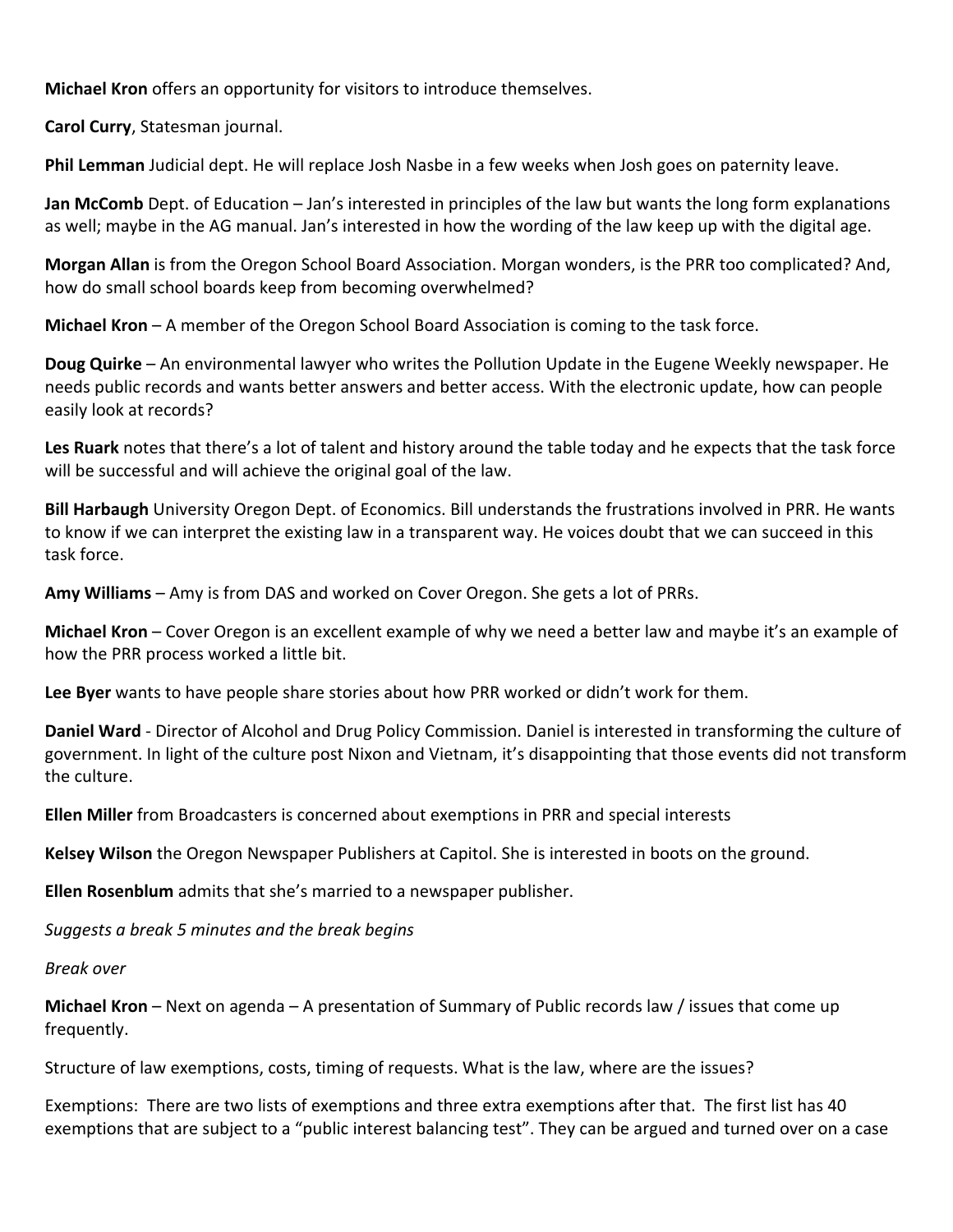**Michael Kron** offers an opportunity for visitors to introduce themselves.

**Carol Curry**, Statesman journal.

**Phil Lemman** Judicial dept. He will replace Josh Nasbe in a few weeks when Josh goes on paternity leave.

**Jan McComb** Dept. of Education – Jan's interested in principles of the law but wants the long form explanations as well; maybe in the AG manual. Jan's interested in how the wording of the law keep up with the digital age.

**Morgan Allan** is from the Oregon School Board Association. Morgan wonders, is the PRR too complicated? And, how do small school boards keep from becoming overwhelmed?

**Michael Kron** – A member of the Oregon School Board Association is coming to the task force.

**Doug Quirke** – An environmental lawyer who writes the Pollution Update in the Eugene Weekly newspaper. He needs public records and wants better answers and better access. With the electronic update, how can people easily look at records?

**Les Ruark** notes that there's a lot of talent and history around the table today and he expects that the task force will be successful and will achieve the original goal of the law.

**Bill Harbaugh** University Oregon Dept. of Economics. Bill understands the frustrations involved in PRR. He wants to know if we can interpret the existing law in a transparent way. He voices doubt that we can succeed in this task force.

**Amy Williams** – Amy is from DAS and worked on Cover Oregon. She gets a lot of PRRs.

**Michael Kron** – Cover Oregon is an excellent example of why we need a better law and maybe it's an example of how the PRR process worked a little bit.

**Lee Byer** wants to have people share stories about how PRR worked or didn't work for them.

**Daniel Ward** - Director of Alcohol and Drug Policy Commission. Daniel is interested in transforming the culture of government. In light of the culture post Nixon and Vietnam, it's disappointing that those events did not transform the culture.

**Ellen Miller** from Broadcasters is concerned about exemptions in PRR and special interests

**Kelsey Wilson** the Oregon Newspaper Publishers at Capitol. She is interested in boots on the ground.

**Ellen Rosenblum** admits that she's married to a newspaper publisher.

*Suggests a break 5 minutes and the break begins*

*Break over*

**Michael Kron** – Next on agenda – A presentation of Summary of Public records law / issues that come up frequently.

Structure of law exemptions, costs, timing of requests. What is the law, where are the issues?

Exemptions: There are two lists of exemptions and three extra exemptions after that. The first list has 40 exemptions that are subject to a "public interest balancing test". They can be argued and turned over on a case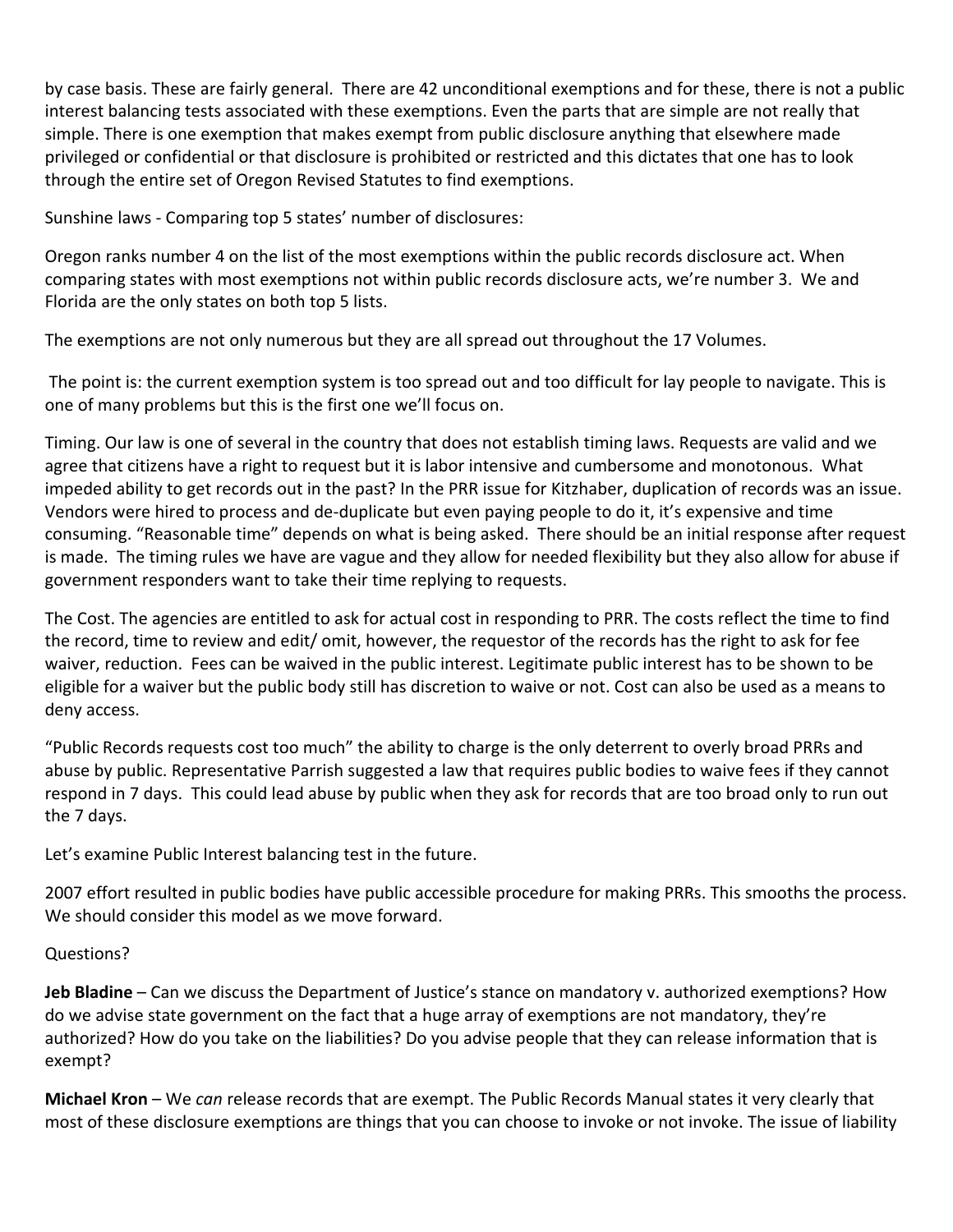by case basis. These are fairly general. There are 42 unconditional exemptions and for these, there is not a public interest balancing tests associated with these exemptions. Even the parts that are simple are not really that simple. There is one exemption that makes exempt from public disclosure anything that elsewhere made privileged or confidential or that disclosure is prohibited or restricted and this dictates that one has to look through the entire set of Oregon Revised Statutes to find exemptions.

Sunshine laws - Comparing top 5 states' number of disclosures:

Oregon ranks number 4 on the list of the most exemptions within the public records disclosure act. When comparing states with most exemptions not within public records disclosure acts, we're number 3. We and Florida are the only states on both top 5 lists.

The exemptions are not only numerous but they are all spread out throughout the 17 Volumes.

The point is: the current exemption system is too spread out and too difficult for lay people to navigate. This is one of many problems but this is the first one we'll focus on.

Timing. Our law is one of several in the country that does not establish timing laws. Requests are valid and we agree that citizens have a right to request but it is labor intensive and cumbersome and monotonous. What impeded ability to get records out in the past? In the PRR issue for Kitzhaber, duplication of records was an issue. Vendors were hired to process and de-duplicate but even paying people to do it, it's expensive and time consuming. "Reasonable time" depends on what is being asked. There should be an initial response after request is made. The timing rules we have are vague and they allow for needed flexibility but they also allow for abuse if government responders want to take their time replying to requests.

The Cost. The agencies are entitled to ask for actual cost in responding to PRR. The costs reflect the time to find the record, time to review and edit/ omit, however, the requestor of the records has the right to ask for fee waiver, reduction. Fees can be waived in the public interest. Legitimate public interest has to be shown to be eligible for a waiver but the public body still has discretion to waive or not. Cost can also be used as a means to deny access.

"Public Records requests cost too much" the ability to charge is the only deterrent to overly broad PRRs and abuse by public. Representative Parrish suggested a law that requires public bodies to waive fees if they cannot respond in 7 days. This could lead abuse by public when they ask for records that are too broad only to run out the 7 days.

Let's examine Public Interest balancing test in the future.

2007 effort resulted in public bodies have public accessible procedure for making PRRs. This smooths the process. We should consider this model as we move forward.

Questions?

**Jeb Bladine** – Can we discuss the Department of Justice's stance on mandatory v. authorized exemptions? How do we advise state government on the fact that a huge array of exemptions are not mandatory, they're authorized? How do you take on the liabilities? Do you advise people that they can release information that is exempt?

**Michael Kron** – We *can* release records that are exempt. The Public Records Manual states it very clearly that most of these disclosure exemptions are things that you can choose to invoke or not invoke. The issue of liability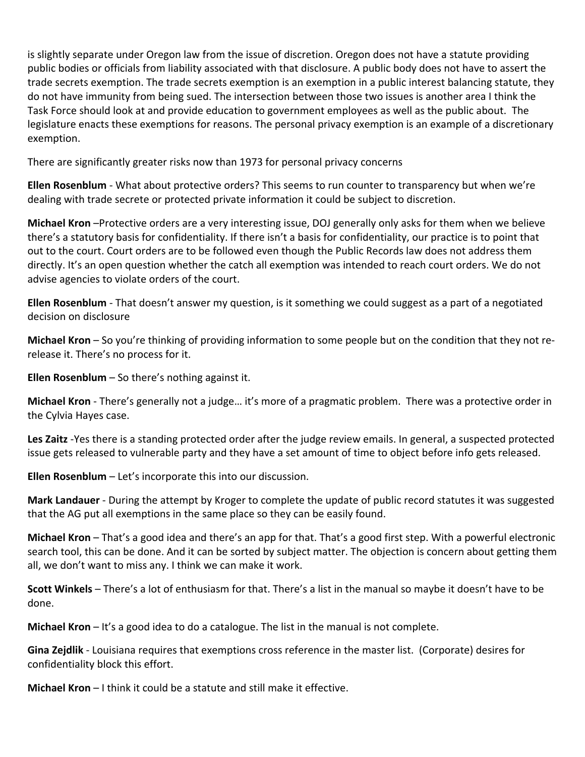is slightly separate under Oregon law from the issue of discretion. Oregon does not have a statute providing public bodies or officials from liability associated with that disclosure. A public body does not have to assert the trade secrets exemption. The trade secrets exemption is an exemption in a public interest balancing statute, they do not have immunity from being sued. The intersection between those two issues is another area I think the Task Force should look at and provide education to government employees as well as the public about. The legislature enacts these exemptions for reasons. The personal privacy exemption is an example of a discretionary exemption.

There are significantly greater risks now than 1973 for personal privacy concerns

**Ellen Rosenblum** - What about protective orders? This seems to run counter to transparency but when we're dealing with trade secrete or protected private information it could be subject to discretion.

**Michael Kron** –Protective orders are a very interesting issue, DOJ generally only asks for them when we believe there's a statutory basis for confidentiality. If there isn't a basis for confidentiality, our practice is to point that out to the court. Court orders are to be followed even though the Public Records law does not address them directly. It's an open question whether the catch all exemption was intended to reach court orders. We do not advise agencies to violate orders of the court.

**Ellen Rosenblum** - That doesn't answer my question, is it something we could suggest as a part of a negotiated decision on disclosure

**Michael Kron** – So you're thinking of providing information to some people but on the condition that they not re-release it. There's no process for it.

**Ellen Rosenblum** – So there's nothing against it.

**Michael Kron** - There's generally not a judge… it's more of a pragmatic problem. There was a protective order in the Cylvia Hayes case.

**Les Zaitz** -Yes there is a standing protected order after the judge review emails. In general, a suspected protected issue gets released to vulnerable party and they have a set amount of time to object before info gets released.

**Ellen Rosenblum** – Let's incorporate this into our discussion.

**Mark Landauer** - During the attempt by Kroger to complete the update of public record statutes it was suggested that the AG put all exemptions in the same place so they can be easily found.

**Michael Kron** – That's a good idea and there's an app for that. That's a good first step. With a powerful electronic search tool, this can be done. And it can be sorted by subject matter. The objection is concern about getting them all, we don't want to miss any. I think we can make it work.

**Scott Winkels** – There's a lot of enthusiasm for that. There's a list in the manual so maybe it doesn't have to be done.

**Michael Kron** – It's a good idea to do a catalogue. The list in the manual is not complete.

**Gina Zejdlik** - Louisiana requires that exemptions cross reference in the master list. (Corporate) desires for confidentiality block this effort.

**Michael Kron** – I think it could be a statute and still make it effective.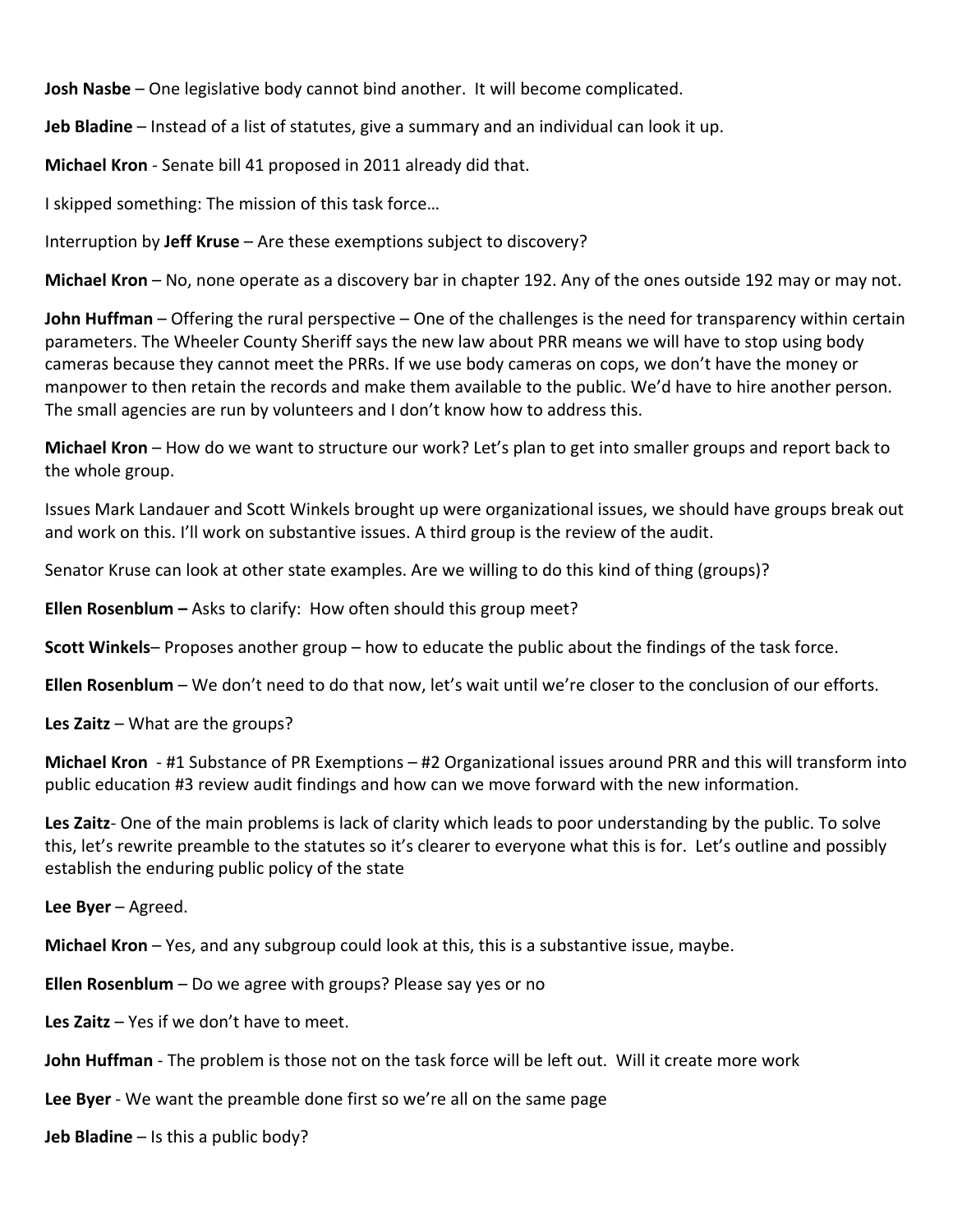**Josh Nasbe** – One legislative body cannot bind another. It will become complicated.

**Jeb Bladine** – Instead of a list of statutes, give a summary and an individual can look it up.

**Michael Kron** - Senate bill 41 proposed in 2011 already did that.

I skipped something: The mission of this task force…

Interruption by **Jeff Kruse** – Are these exemptions subject to discovery?

**Michael Kron** – No, none operate as a discovery bar in chapter 192. Any of the ones outside 192 may or may not.

**John Huffman** – Offering the rural perspective – One of the challenges is the need for transparency within certain parameters. The Wheeler County Sheriff says the new law about PRR means we will have to stop using body cameras because they cannot meet the PRRs. If we use body cameras on cops, we don't have the money or manpower to then retain the records and make them available to the public. We'd have to hire another person. The small agencies are run by volunteers and I don't know how to address this.

**Michael Kron** – How do we want to structure our work? Let's plan to get into smaller groups and report back to the whole group.

Issues Mark Landauer and Scott Winkels brought up were organizational issues, we should have groups break out and work on this. I'll work on substantive issues. A third group is the review of the audit.

Senator Kruse can look at other state examples. Are we willing to do this kind of thing (groups)?

**Ellen Rosenblum –** Asks to clarify: How often should this group meet?

**Scott Winkels**– Proposes another group – how to educate the public about the findings of the task force.

**Ellen Rosenblum** – We don't need to do that now, let's wait until we're closer to the conclusion of our efforts.

**Les Zaitz** – What are the groups?

**Michael Kron** - #1 Substance of PR Exemptions – #2 Organizational issues around PRR and this will transform into public education #3 review audit findings and how can we move forward with the new information.

**Les Zaitz**- One of the main problems is lack of clarity which leads to poor understanding by the public. To solve this, let's rewrite preamble to the statutes so it's clearer to everyone what this is for. Let's outline and possibly establish the enduring public policy of the state

**Lee Byer** – Agreed.

**Michael Kron** – Yes, and any subgroup could look at this, this is a substantive issue, maybe.

**Ellen Rosenblum** – Do we agree with groups? Please say yes or no

**Les Zaitz** – Yes if we don't have to meet.

**John Huffman** - The problem is those not on the task force will be left out. Will it create more work

**Lee Byer** - We want the preamble done first so we're all on the same page

**Jeb Bladine** – Is this a public body?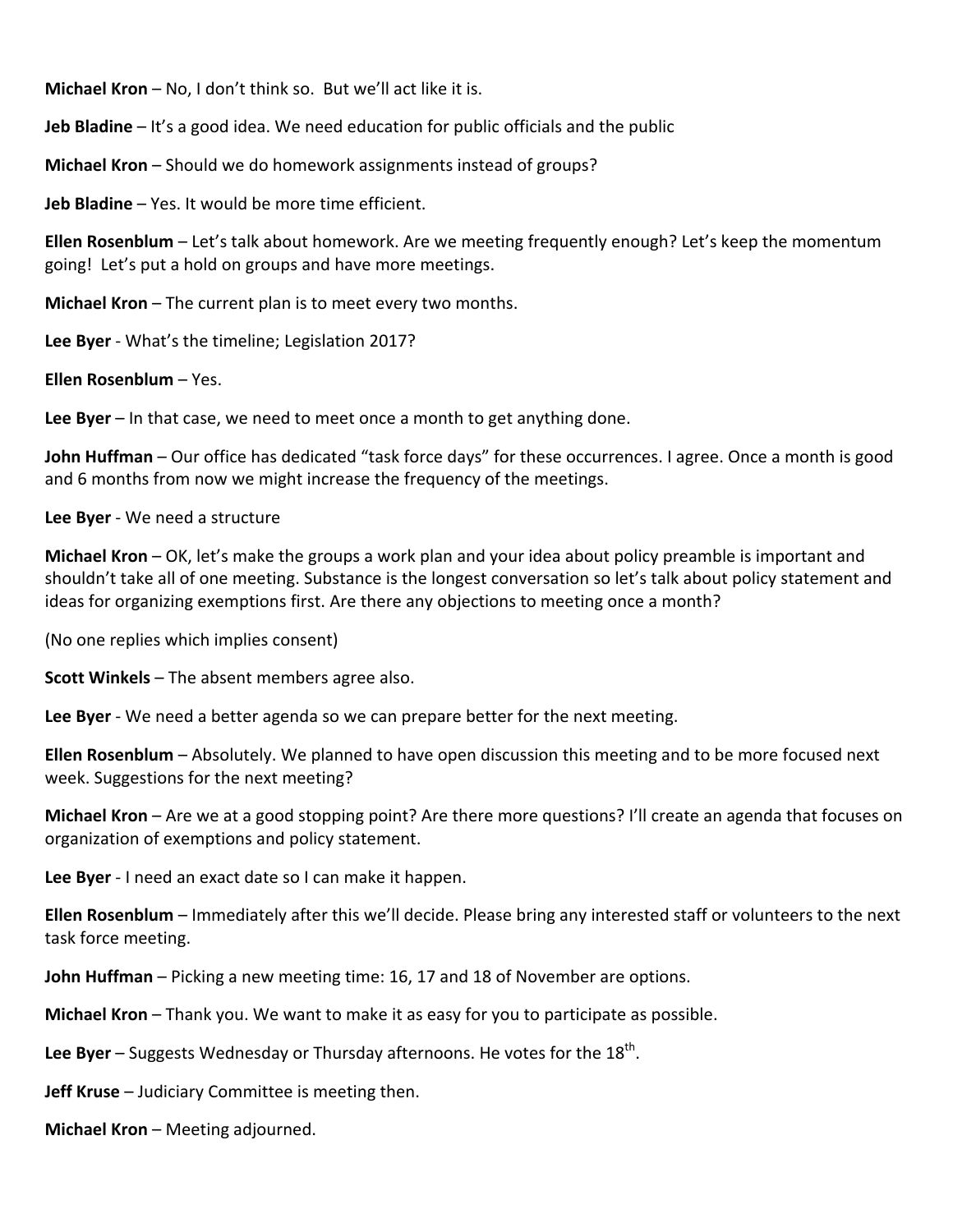**Michael Kron** – No, I don't think so. But we'll act like it is.

**Jeb Bladine** – It's a good idea. We need education for public officials and the public

**Michael Kron** – Should we do homework assignments instead of groups?

**Jeb Bladine** – Yes. It would be more time efficient.

**Ellen Rosenblum** – Let's talk about homework. Are we meeting frequently enough? Let's keep the momentum going! Let's put a hold on groups and have more meetings.

**Michael Kron** – The current plan is to meet every two months.

**Lee Byer** - What's the timeline; Legislation 2017?

**Ellen Rosenblum** – Yes.

**Lee Byer** – In that case, we need to meet once a month to get anything done.

**John Huffman** – Our office has dedicated "task force days" for these occurrences. I agree. Once a month is good and 6 months from now we might increase the frequency of the meetings.

**Lee Byer** - We need a structure

**Michael Kron** – OK, let's make the groups a work plan and your idea about policy preamble is important and shouldn't take all of one meeting. Substance is the longest conversation so let's talk about policy statement and ideas for organizing exemptions first. Are there any objections to meeting once a month?

(No one replies which implies consent)

**Scott Winkels** – The absent members agree also.

**Lee Byer** - We need a better agenda so we can prepare better for the next meeting.

**Ellen Rosenblum** – Absolutely. We planned to have open discussion this meeting and to be more focused next week. Suggestions for the next meeting?

**Michael Kron** – Are we at a good stopping point? Are there more questions? I'll create an agenda that focuses on organization of exemptions and policy statement.

**Lee Byer** - I need an exact date so I can make it happen.

**Ellen Rosenblum** – Immediately after this we'll decide. Please bring any interested staff or volunteers to the next task force meeting.

**John Huffman** – Picking a new meeting time: 16, 17 and 18 of November are options.

**Michael Kron** – Thank you. We want to make it as easy for you to participate as possible.

**Lee Byer** – Suggests Wednesday or Thursday afternoons. He votes for the 18th.

**Jeff Kruse** – Judiciary Committee is meeting then.

**Michael Kron** – Meeting adjourned.